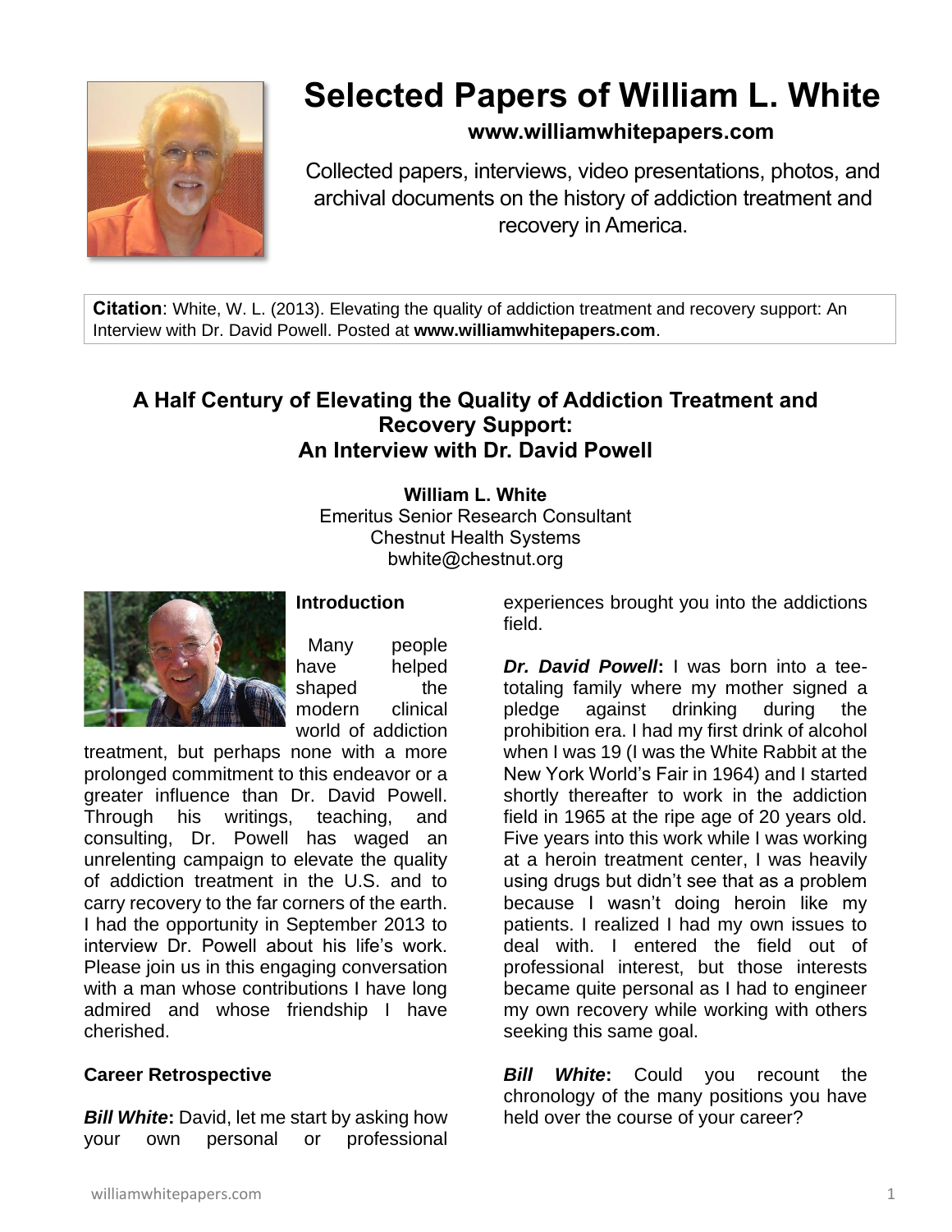# Selected Papers of William L. White

**www.williamwhitepapers.com**

Collected papers, interviews, video presentations, photos, and archival documents on the history of addiction treatment and recovery in America.

**Citation**: White, W. L. (2013). Elevating the quality of addiction treatment and recovery support: An Interview with Dr. David Powell. Posted at **www.williamwhitepapers.com**.

## A Half Century of Elevating the Quality of Addiction Treatment and Recovery Support: An Interview with Dr. David Powell

**William L. White**
Emeritus Senior Research Consultant
Chestnut Health Systems
bwhite@chestnut.org

### Introduction

Many people have helped shaped the modern clinical world of addiction treatment, but perhaps none with a more prolonged commitment to this endeavor or a greater influence than Dr. David Powell. Through his writings, teaching, and consulting, Dr. Powell has waged an unrelenting campaign to elevate the quality of addiction treatment in the U.S. and to carry recovery to the far corners of the earth. I had the opportunity in September 2013 to interview Dr. Powell about his life's work. Please join us in this engaging conversation with a man whose contributions I have long admired and whose friendship I have cherished.

### Career Retrospective

***Bill White*:** David, let me start by asking how your own personal or professional experiences brought you into the addictions field.

***Dr. David Powell*:** I was born into a tee-totaling family where my mother signed a pledge against drinking during the prohibition era. I had my first drink of alcohol when I was 19 (I was the White Rabbit at the New York World's Fair in 1964) and I started shortly thereafter to work in the addiction field in 1965 at the ripe age of 20 years old. Five years into this work while I was working at a heroin treatment center, I was heavily using drugs but didn't see that as a problem because I wasn't doing heroin like my patients. I realized I had my own issues to deal with. I entered the field out of professional interest, but those interests became quite personal as I had to engineer my own recovery while working with others seeking this same goal.

***Bill White*:** Could you recount the chronology of the many positions you have held over the course of your career?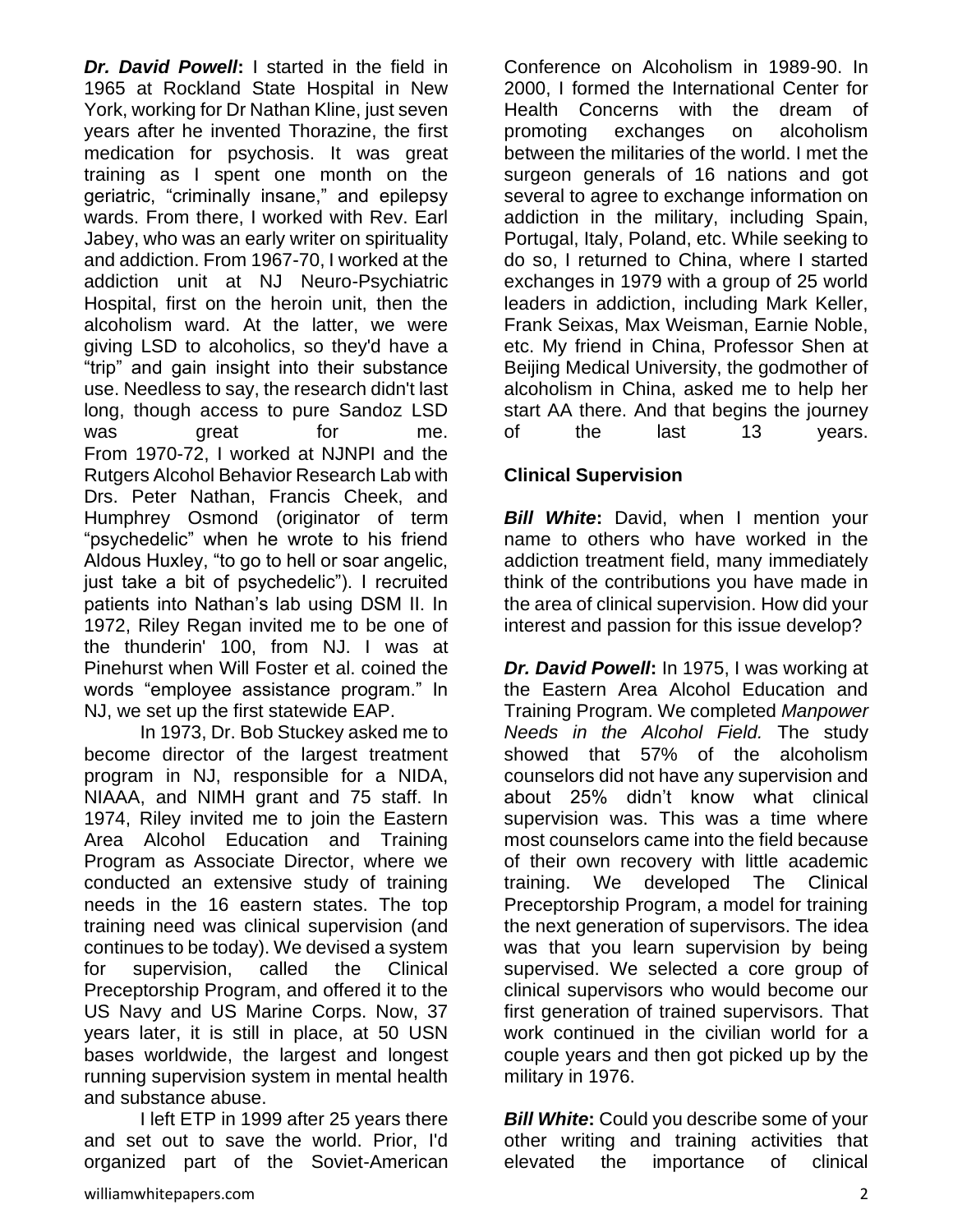***Dr. David Powell*:** I started in the field in 1965 at Rockland State Hospital in New York, working for Dr Nathan Kline, just seven years after he invented Thorazine, the first medication for psychosis. It was great training as I spent one month on the geriatric, "criminally insane," and epilepsy wards. From there, I worked with Rev. Earl Jabey, who was an early writer on spirituality and addiction. From 1967-70, I worked at the addiction unit at NJ Neuro-Psychiatric Hospital, first on the heroin unit, then the alcoholism ward. At the latter, we were giving LSD to alcoholics, so they'd have a "trip" and gain insight into their substance use. Needless to say, the research didn't last long, though access to pure Sandoz LSD was great for me. From 1970-72, I worked at NJNPI and the Rutgers Alcohol Behavior Research Lab with Drs. Peter Nathan, Francis Cheek, and Humphrey Osmond (originator of term "psychedelic" when he wrote to his friend Aldous Huxley, "to go to hell or soar angelic, just take a bit of psychedelic"). I recruited patients into Nathan's lab using DSM II. In 1972, Riley Regan invited me to be one of the thunderin' 100, from NJ. I was at Pinehurst when Will Foster et al. coined the words "employee assistance program." In NJ, we set up the first statewide EAP.

In 1973, Dr. Bob Stuckey asked me to become director of the largest treatment program in NJ, responsible for a NIDA, NIAAA, and NIMH grant and 75 staff. In 1974, Riley invited me to join the Eastern Area Alcohol Education and Training Program as Associate Director, where we conducted an extensive study of training needs in the 16 eastern states. The top training need was clinical supervision (and continues to be today). We devised a system for supervision, called the Clinical Preceptorship Program, and offered it to the US Navy and US Marine Corps. Now, 37 years later, it is still in place, at 50 USN bases worldwide, the largest and longest running supervision system in mental health and substance abuse.

I left ETP in 1999 after 25 years there and set out to save the world. Prior, I'd organized part of the Soviet-American Conference on Alcoholism in 1989-90. In 2000, I formed the International Center for Health Concerns with the dream of promoting exchanges on alcoholism between the militaries of the world. I met the surgeon generals of 16 nations and got several to agree to exchange information on addiction in the military, including Spain, Portugal, Italy, Poland, etc. While seeking to do so, I returned to China, where I started exchanges in 1979 with a group of 25 world leaders in addiction, including Mark Keller, Frank Seixas, Max Weisman, Earnie Noble, etc. My friend in China, Professor Shen at Beijing Medical University, the godmother of alcoholism in China, asked me to help her start AA there. And that begins the journey of the last 13 years.

## Clinical Supervision

***Bill White*:** David, when I mention your name to others who have worked in the addiction treatment field, many immediately think of the contributions you have made in the area of clinical supervision. How did your interest and passion for this issue develop?

***Dr. David Powell*:** In 1975, I was working at the Eastern Area Alcohol Education and Training Program. We completed *Manpower Needs in the Alcohol Field.* The study showed that 57% of the alcoholism counselors did not have any supervision and about 25% didn't know what clinical supervision was. This was a time where most counselors came into the field because of their own recovery with little academic training. We developed The Clinical Preceptorship Program, a model for training the next generation of supervisors. The idea was that you learn supervision by being supervised. We selected a core group of clinical supervisors who would become our first generation of trained supervisors. That work continued in the civilian world for a couple years and then got picked up by the military in 1976.

***Bill White*:** Could you describe some of your other writing and training activities that elevated the importance of clinical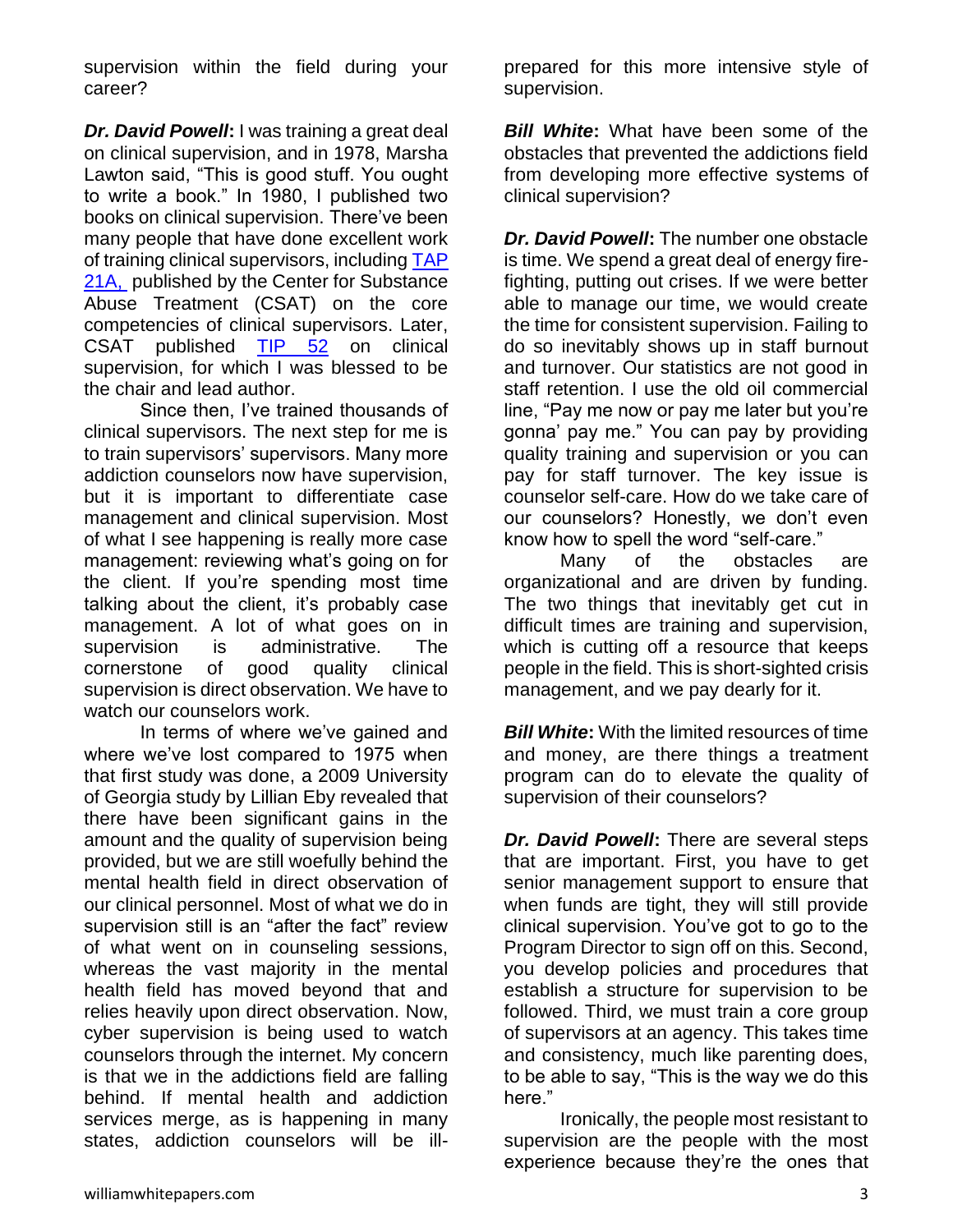supervision within the field during your career?

***Dr. David Powell*:** I was training a great deal on clinical supervision, and in 1978, Marsha Lawton said, "This is good stuff. You ought to write a book." In 1980, I published two books on clinical supervision. There've been many people that have done excellent work of training clinical supervisors, including TAP 21A, published by the Center for Substance Abuse Treatment (CSAT) on the core competencies of clinical supervisors. Later, CSAT published TIP 52 on clinical supervision, for which I was blessed to be the chair and lead author.

Since then, I've trained thousands of clinical supervisors. The next step for me is to train supervisors' supervisors. Many more addiction counselors now have supervision, but it is important to differentiate case management and clinical supervision. Most of what I see happening is really more case management: reviewing what's going on for the client. If you're spending most time talking about the client, it's probably case management. A lot of what goes on in supervision is administrative. The cornerstone of good quality clinical supervision is direct observation. We have to watch our counselors work.

In terms of where we've gained and where we've lost compared to 1975 when that first study was done, a 2009 University of Georgia study by Lillian Eby revealed that there have been significant gains in the amount and the quality of supervision being provided, but we are still woefully behind the mental health field in direct observation of our clinical personnel. Most of what we do in supervision still is an "after the fact" review of what went on in counseling sessions, whereas the vast majority in the mental health field has moved beyond that and relies heavily upon direct observation. Now, cyber supervision is being used to watch counselors through the internet. My concern is that we in the addictions field are falling behind. If mental health and addiction services merge, as is happening in many states, addiction counselors will be ill-prepared for this more intensive style of supervision.

***Bill White*:** What have been some of the obstacles that prevented the addictions field from developing more effective systems of clinical supervision?

***Dr. David Powell*:** The number one obstacle is time. We spend a great deal of energy fire-fighting, putting out crises. If we were better able to manage our time, we would create the time for consistent supervision. Failing to do so inevitably shows up in staff burnout and turnover. Our statistics are not good in staff retention. I use the old oil commercial line, "Pay me now or pay me later but you're gonna' pay me." You can pay by providing quality training and supervision or you can pay for staff turnover. The key issue is counselor self-care. How do we take care of our counselors? Honestly, we don't even know how to spell the word "self-care."

Many of the obstacles are organizational and are driven by funding. The two things that inevitably get cut in difficult times are training and supervision, which is cutting off a resource that keeps people in the field. This is short-sighted crisis management, and we pay dearly for it.

***Bill White*:** With the limited resources of time and money, are there things a treatment program can do to elevate the quality of supervision of their counselors?

***Dr. David Powell*:** There are several steps that are important. First, you have to get senior management support to ensure that when funds are tight, they will still provide clinical supervision. You've got to go to the Program Director to sign off on this. Second, you develop policies and procedures that establish a structure for supervision to be followed. Third, we must train a core group of supervisors at an agency. This takes time and consistency, much like parenting does, to be able to say, "This is the way we do this here."

Ironically, the people most resistant to supervision are the people with the most experience because they're the ones that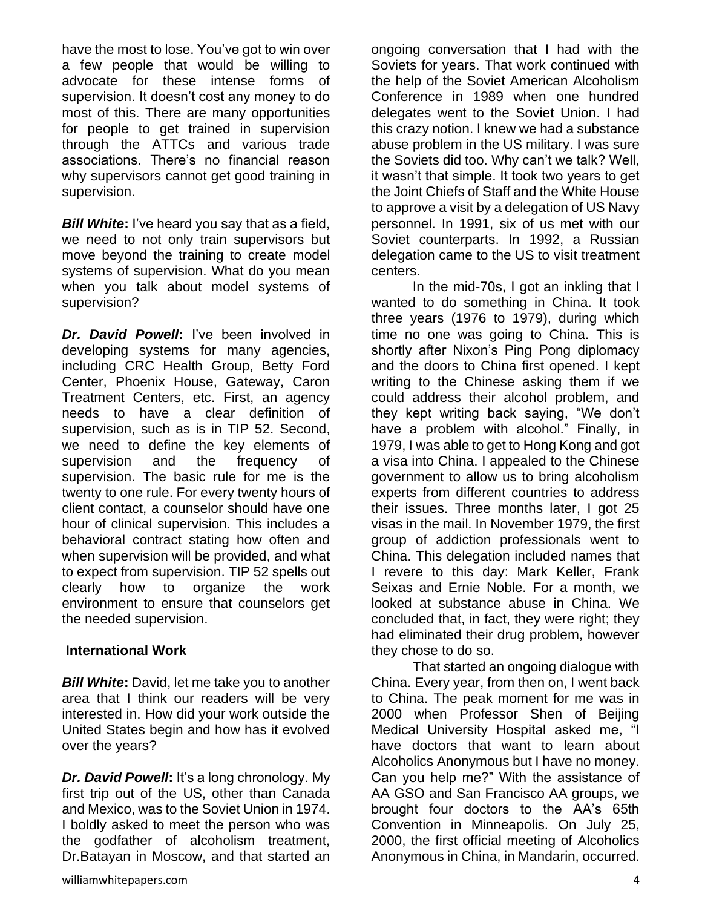have the most to lose. You've got to win over a few people that would be willing to advocate for these intense forms of supervision. It doesn't cost any money to do most of this. There are many opportunities for people to get trained in supervision through the ATTCs and various trade associations. There's no financial reason why supervisors cannot get good training in supervision.

***Bill White*:** I've heard you say that as a field, we need to not only train supervisors but move beyond the training to create model systems of supervision. What do you mean when you talk about model systems of supervision?

***Dr. David Powell*:** I've been involved in developing systems for many agencies, including CRC Health Group, Betty Ford Center, Phoenix House, Gateway, Caron Treatment Centers, etc. First, an agency needs to have a clear definition of supervision, such as is in TIP 52. Second, we need to define the key elements of supervision and the frequency of supervision. The basic rule for me is the twenty to one rule. For every twenty hours of client contact, a counselor should have one hour of clinical supervision. This includes a behavioral contract stating how often and when supervision will be provided, and what to expect from supervision. TIP 52 spells out clearly how to organize the work environment to ensure that counselors get the needed supervision.

**International Work**

***Bill White*:** David, let me take you to another area that I think our readers will be very interested in. How did your work outside the United States begin and how has it evolved over the years?

***Dr. David Powell*:** It's a long chronology. My first trip out of the US, other than Canada and Mexico, was to the Soviet Union in 1974. I boldly asked to meet the person who was the godfather of alcoholism treatment, Dr.Batayan in Moscow, and that started an ongoing conversation that I had with the Soviets for years. That work continued with the help of the Soviet American Alcoholism Conference in 1989 when one hundred delegates went to the Soviet Union. I had this crazy notion. I knew we had a substance abuse problem in the US military. I was sure the Soviets did too. Why can't we talk? Well, it wasn't that simple. It took two years to get the Joint Chiefs of Staff and the White House to approve a visit by a delegation of US Navy personnel. In 1991, six of us met with our Soviet counterparts. In 1992, a Russian delegation came to the US to visit treatment centers.

In the mid-70s, I got an inkling that I wanted to do something in China. It took three years (1976 to 1979), during which time no one was going to China. This is shortly after Nixon's Ping Pong diplomacy and the doors to China first opened. I kept writing to the Chinese asking them if we could address their alcohol problem, and they kept writing back saying, "We don't have a problem with alcohol." Finally, in 1979, I was able to get to Hong Kong and got a visa into China. I appealed to the Chinese government to allow us to bring alcoholism experts from different countries to address their issues. Three months later, I got 25 visas in the mail. In November 1979, the first group of addiction professionals went to China. This delegation included names that I revere to this day: Mark Keller, Frank Seixas and Ernie Noble. For a month, we looked at substance abuse in China. We concluded that, in fact, they were right; they had eliminated their drug problem, however they chose to do so.

That started an ongoing dialogue with China. Every year, from then on, I went back to China. The peak moment for me was in 2000 when Professor Shen of Beijing Medical University Hospital asked me, "I have doctors that want to learn about Alcoholics Anonymous but I have no money. Can you help me?" With the assistance of AA GSO and San Francisco AA groups, we brought four doctors to the AA's 65th Convention in Minneapolis. On July 25, 2000, the first official meeting of Alcoholics Anonymous in China, in Mandarin, occurred.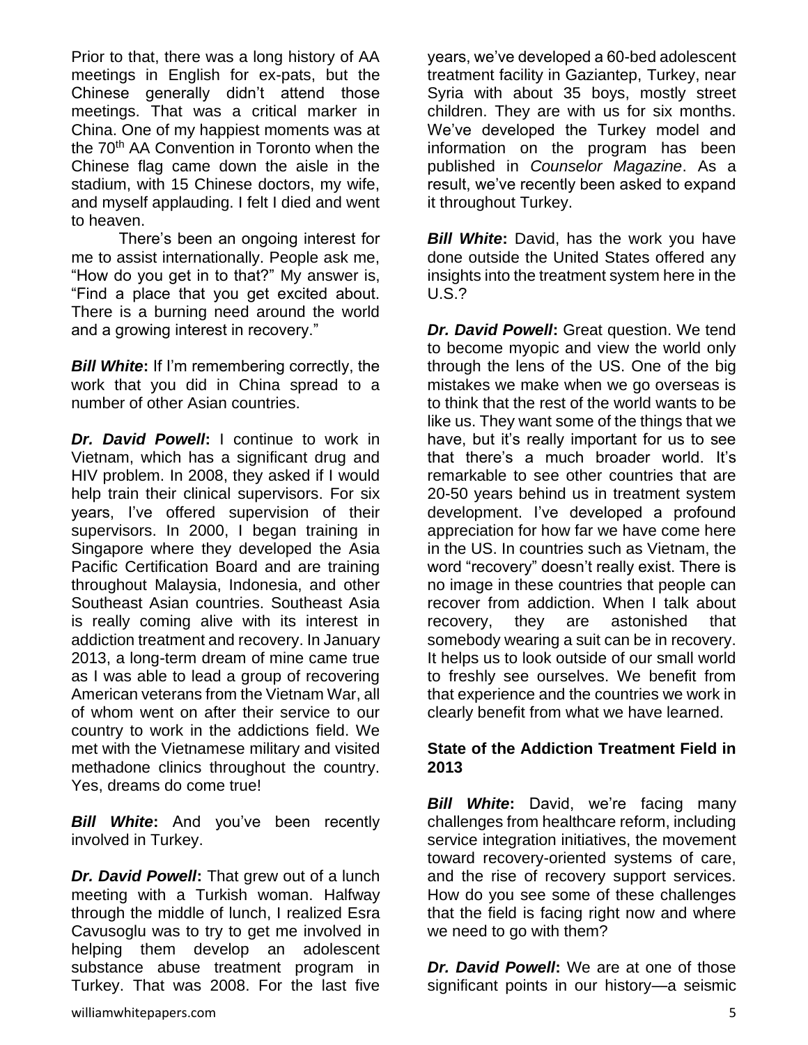Prior to that, there was a long history of AA meetings in English for ex-pats, but the Chinese generally didn't attend those meetings. That was a critical marker in China. One of my happiest moments was at the 70th AA Convention in Toronto when the Chinese flag came down the aisle in the stadium, with 15 Chinese doctors, my wife, and myself applauding. I felt I died and went to heaven.

There's been an ongoing interest for me to assist internationally. People ask me, "How do you get in to that?" My answer is, "Find a place that you get excited about. There is a burning need around the world and a growing interest in recovery."

***Bill White*:** If I'm remembering correctly, the work that you did in China spread to a number of other Asian countries.

***Dr. David Powell*:** I continue to work in Vietnam, which has a significant drug and HIV problem. In 2008, they asked if I would help train their clinical supervisors. For six years, I've offered supervision of their supervisors. In 2000, I began training in Singapore where they developed the Asia Pacific Certification Board and are training throughout Malaysia, Indonesia, and other Southeast Asian countries. Southeast Asia is really coming alive with its interest in addiction treatment and recovery. In January 2013, a long-term dream of mine came true as I was able to lead a group of recovering American veterans from the Vietnam War, all of whom went on after their service to our country to work in the addictions field. We met with the Vietnamese military and visited methadone clinics throughout the country. Yes, dreams do come true!

***Bill White*:** And you've been recently involved in Turkey.

***Dr. David Powell*:** That grew out of a lunch meeting with a Turkish woman. Halfway through the middle of lunch, I realized Esra Cavusoglu was to try to get me involved in helping them develop an adolescent substance abuse treatment program in Turkey. That was 2008. For the last five years, we've developed a 60-bed adolescent treatment facility in Gaziantep, Turkey, near Syria with about 35 boys, mostly street children. They are with us for six months. We've developed the Turkey model and information on the program has been published in *Counselor Magazine*. As a result, we've recently been asked to expand it throughout Turkey.

***Bill White*:** David, has the work you have done outside the United States offered any insights into the treatment system here in the U.S.?

***Dr. David Powell*:** Great question. We tend to become myopic and view the world only through the lens of the US. One of the big mistakes we make when we go overseas is to think that the rest of the world wants to be like us. They want some of the things that we have, but it's really important for us to see that there's a much broader world. It's remarkable to see other countries that are 20-50 years behind us in treatment system development. I've developed a profound appreciation for how far we have come here in the US. In countries such as Vietnam, the word "recovery" doesn't really exist. There is no image in these countries that people can recover from addiction. When I talk about recovery, they are astonished that somebody wearing a suit can be in recovery. It helps us to look outside of our small world to freshly see ourselves. We benefit from that experience and the countries we work in clearly benefit from what we have learned.

**State of the Addiction Treatment Field in 2013**

***Bill White*:** David, we're facing many challenges from healthcare reform, including service integration initiatives, the movement toward recovery-oriented systems of care, and the rise of recovery support services. How do you see some of these challenges that the field is facing right now and where we need to go with them?

***Dr. David Powell*:** We are at one of those significant points in our history—a seismic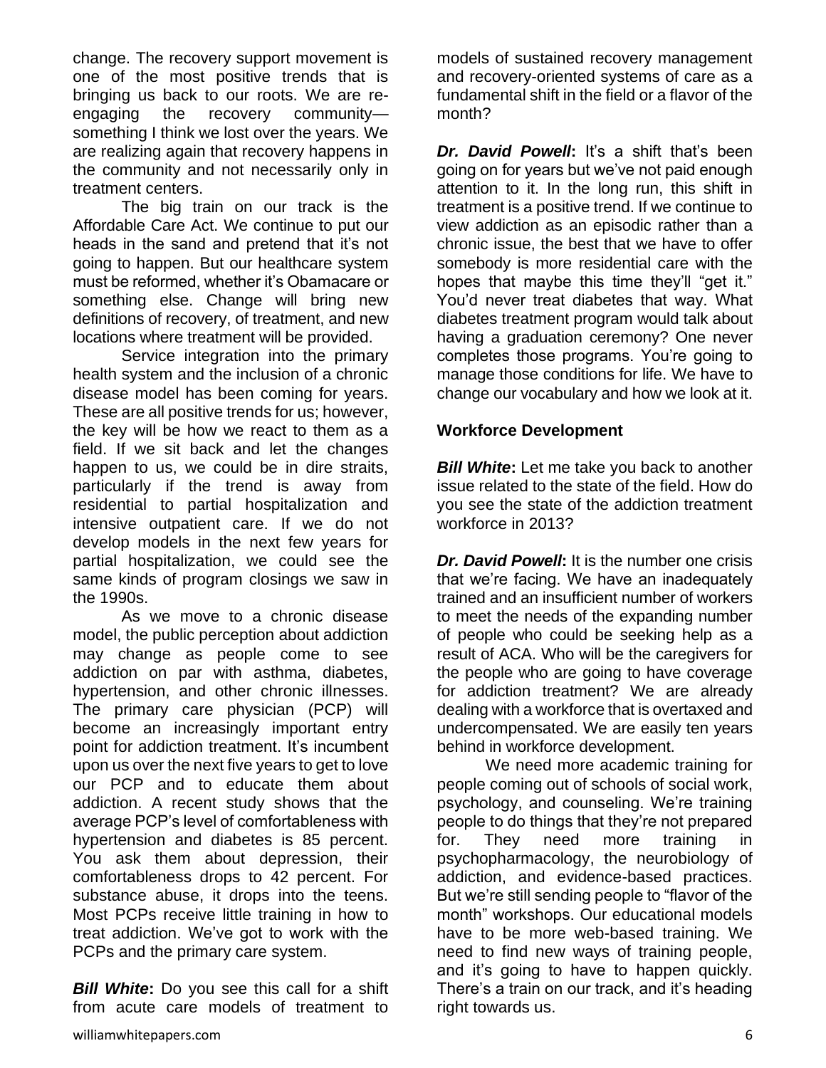change. The recovery support movement is one of the most positive trends that is bringing us back to our roots. We are re-engaging the recovery community—something I think we lost over the years. We are realizing again that recovery happens in the community and not necessarily only in treatment centers.

The big train on our track is the Affordable Care Act. We continue to put our heads in the sand and pretend that it's not going to happen. But our healthcare system must be reformed, whether it's Obamacare or something else. Change will bring new definitions of recovery, of treatment, and new locations where treatment will be provided.

Service integration into the primary health system and the inclusion of a chronic disease model has been coming for years. These are all positive trends for us; however, the key will be how we react to them as a field. If we sit back and let the changes happen to us, we could be in dire straits, particularly if the trend is away from residential to partial hospitalization and intensive outpatient care. If we do not develop models in the next few years for partial hospitalization, we could see the same kinds of program closings we saw in the 1990s.

As we move to a chronic disease model, the public perception about addiction may change as people come to see addiction on par with asthma, diabetes, hypertension, and other chronic illnesses. The primary care physician (PCP) will become an increasingly important entry point for addiction treatment. It's incumbent upon us over the next five years to get to love our PCP and to educate them about addiction. A recent study shows that the average PCP's level of comfortableness with hypertension and diabetes is 85 percent. You ask them about depression, their comfortableness drops to 42 percent. For substance abuse, it drops into the teens. Most PCPs receive little training in how to treat addiction. We've got to work with the PCPs and the primary care system.

***Bill White*:** Do you see this call for a shift from acute care models of treatment to models of sustained recovery management and recovery-oriented systems of care as a fundamental shift in the field or a flavor of the month?

***Dr. David Powell*:** It's a shift that's been going on for years but we've not paid enough attention to it. In the long run, this shift in treatment is a positive trend. If we continue to view addiction as an episodic rather than a chronic issue, the best that we have to offer somebody is more residential care with the hopes that maybe this time they'll "get it." You'd never treat diabetes that way. What diabetes treatment program would talk about having a graduation ceremony? One never completes those programs. You're going to manage those conditions for life. We have to change our vocabulary and how we look at it.

**Workforce Development**

***Bill White*:** Let me take you back to another issue related to the state of the field. How do you see the state of the addiction treatment workforce in 2013?

***Dr. David Powell*:** It is the number one crisis that we're facing. We have an inadequately trained and an insufficient number of workers to meet the needs of the expanding number of people who could be seeking help as a result of ACA. Who will be the caregivers for the people who are going to have coverage for addiction treatment? We are already dealing with a workforce that is overtaxed and undercompensated. We are easily ten years behind in workforce development.

We need more academic training for people coming out of schools of social work, psychology, and counseling. We're training people to do things that they're not prepared for. They need more training in psychopharmacology, the neurobiology of addiction, and evidence-based practices. But we're still sending people to "flavor of the month" workshops. Our educational models have to be more web-based training. We need to find new ways of training people, and it's going to have to happen quickly. There's a train on our track, and it's heading right towards us.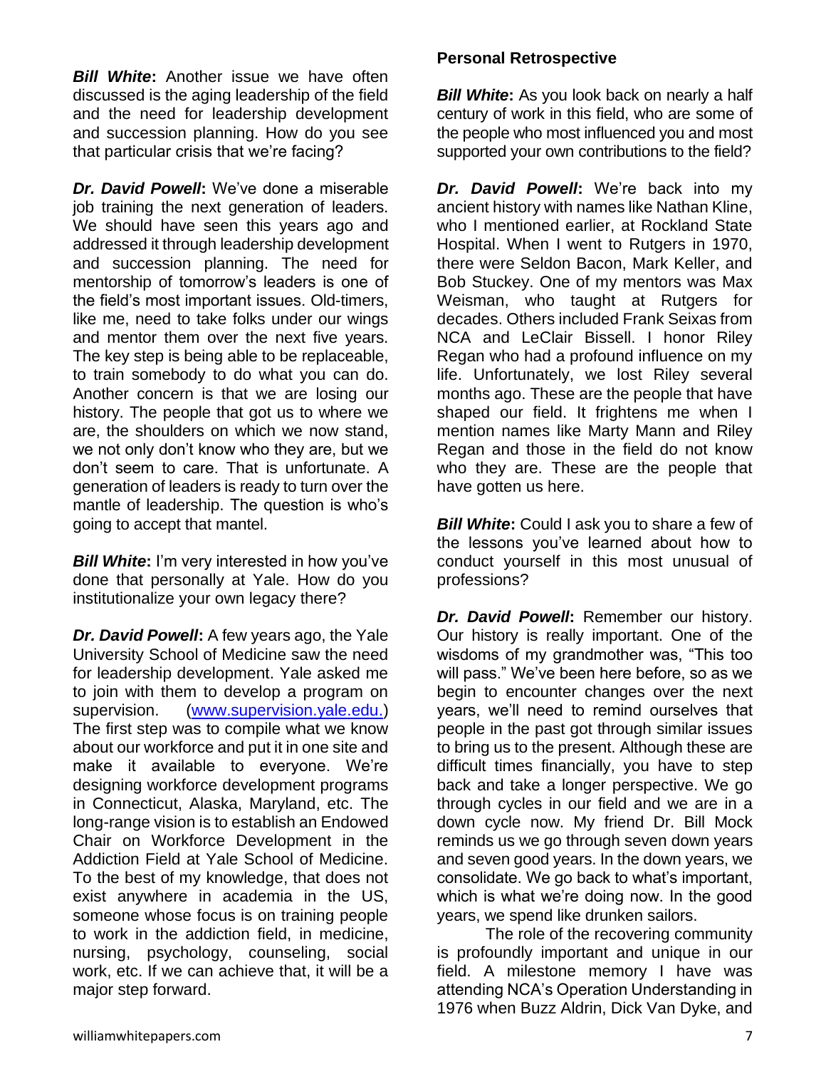***Bill White*:** Another issue we have often discussed is the aging leadership of the field and the need for leadership development and succession planning. How do you see that particular crisis that we're facing?

***Dr. David Powell*:** We've done a miserable job training the next generation of leaders. We should have seen this years ago and addressed it through leadership development and succession planning. The need for mentorship of tomorrow's leaders is one of the field's most important issues. Old-timers, like me, need to take folks under our wings and mentor them over the next five years. The key step is being able to be replaceable, to train somebody to do what you can do. Another concern is that we are losing our history. The people that got us to where we are, the shoulders on which we now stand, we not only don't know who they are, but we don't seem to care. That is unfortunate. A generation of leaders is ready to turn over the mantle of leadership. The question is who's going to accept that mantel.

***Bill White*:** I'm very interested in how you've done that personally at Yale. How do you institutionalize your own legacy there?

***Dr. David Powell*:** A few years ago, the Yale University School of Medicine saw the need for leadership development. Yale asked me to join with them to develop a program on supervision. (www.supervision.yale.edu.) The first step was to compile what we know about our workforce and put it in one site and make it available to everyone. We're designing workforce development programs in Connecticut, Alaska, Maryland, etc. The long-range vision is to establish an Endowed Chair on Workforce Development in the Addiction Field at Yale School of Medicine. To the best of my knowledge, that does not exist anywhere in academia in the US, someone whose focus is on training people to work in the addiction field, in medicine, nursing, psychology, counseling, social work, etc. If we can achieve that, it will be a major step forward.

**Personal Retrospective**

***Bill White*:** As you look back on nearly a half century of work in this field, who are some of the people who most influenced you and most supported your own contributions to the field?

***Dr. David Powell*:** We're back into my ancient history with names like Nathan Kline, who I mentioned earlier, at Rockland State Hospital. When I went to Rutgers in 1970, there were Seldon Bacon, Mark Keller, and Bob Stuckey. One of my mentors was Max Weisman, who taught at Rutgers for decades. Others included Frank Seixas from NCA and LeClair Bissell. I honor Riley Regan who had a profound influence on my life. Unfortunately, we lost Riley several months ago. These are the people that have shaped our field. It frightens me when I mention names like Marty Mann and Riley Regan and those in the field do not know who they are. These are the people that have gotten us here.

***Bill White*:** Could I ask you to share a few of the lessons you've learned about how to conduct yourself in this most unusual of professions?

***Dr. David Powell*:** Remember our history. Our history is really important. One of the wisdoms of my grandmother was, "This too will pass." We've been here before, so as we begin to encounter changes over the next years, we'll need to remind ourselves that people in the past got through similar issues to bring us to the present. Although these are difficult times financially, you have to step back and take a longer perspective. We go through cycles in our field and we are in a down cycle now. My friend Dr. Bill Mock reminds us we go through seven down years and seven good years. In the down years, we consolidate. We go back to what's important, which is what we're doing now. In the good years, we spend like drunken sailors.

The role of the recovering community is profoundly important and unique in our field. A milestone memory I have was attending NCA's Operation Understanding in 1976 when Buzz Aldrin, Dick Van Dyke, and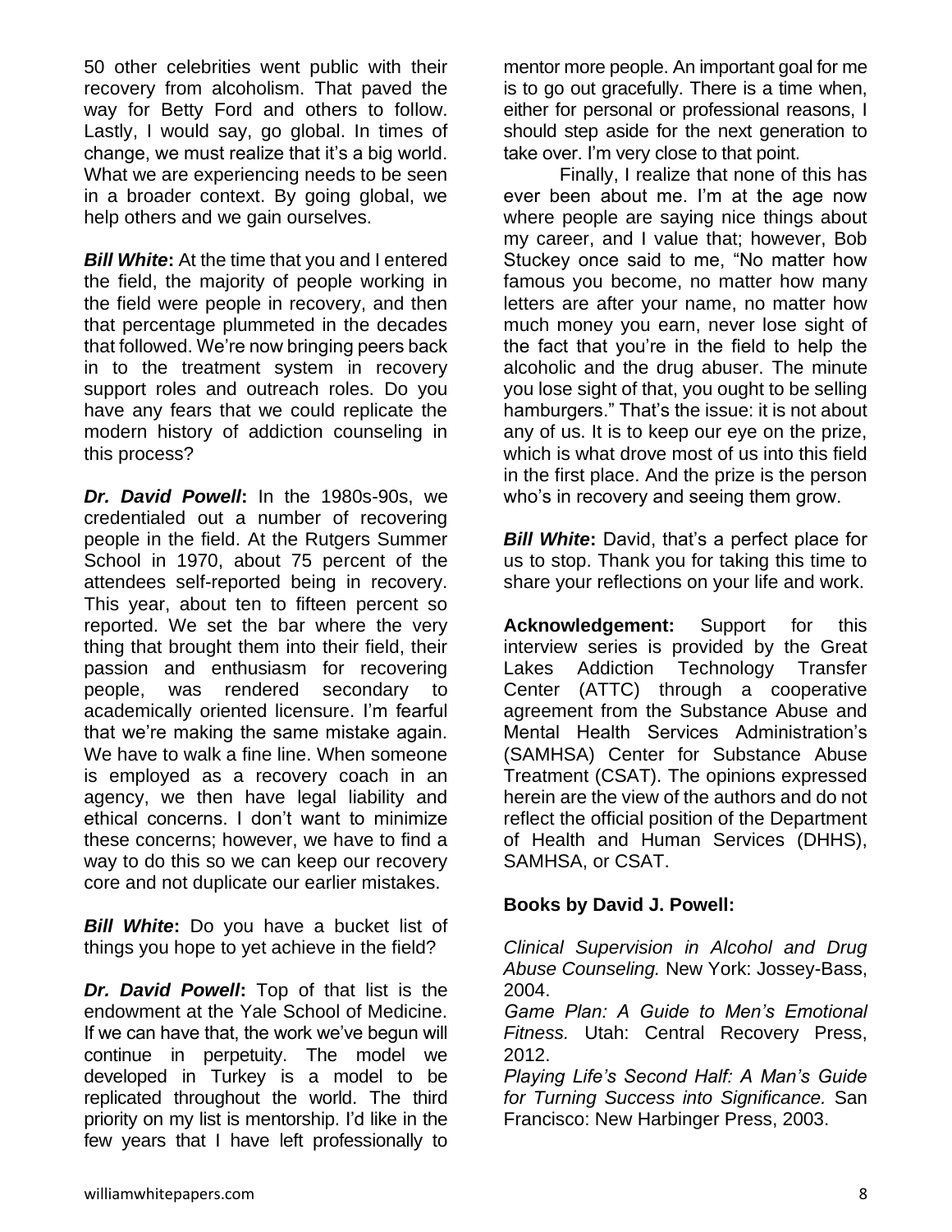50 other celebrities went public with their recovery from alcoholism. That paved the way for Betty Ford and others to follow. Lastly, I would say, go global. In times of change, we must realize that it's a big world. What we are experiencing needs to be seen in a broader context. By going global, we help others and we gain ourselves.

***Bill White*****:** At the time that you and I entered the field, the majority of people working in the field were people in recovery, and then that percentage plummeted in the decades that followed. We're now bringing peers back in to the treatment system in recovery support roles and outreach roles. Do you have any fears that we could replicate the modern history of addiction counseling in this process?

***Dr. David Powell*****:** In the 1980s-90s, we credentialed out a number of recovering people in the field. At the Rutgers Summer School in 1970, about 75 percent of the attendees self-reported being in recovery. This year, about ten to fifteen percent so reported. We set the bar where the very thing that brought them into their field, their passion and enthusiasm for recovering people, was rendered secondary to academically oriented licensure. I'm fearful that we're making the same mistake again. We have to walk a fine line. When someone is employed as a recovery coach in an agency, we then have legal liability and ethical concerns. I don't want to minimize these concerns; however, we have to find a way to do this so we can keep our recovery core and not duplicate our earlier mistakes.

***Bill White*****:** Do you have a bucket list of things you hope to yet achieve in the field?

***Dr. David Powell*****:** Top of that list is the endowment at the Yale School of Medicine. If we can have that, the work we've begun will continue in perpetuity. The model we developed in Turkey is a model to be replicated throughout the world. The third priority on my list is mentorship. I'd like in the few years that I have left professionally to mentor more people. An important goal for me is to go out gracefully. There is a time when, either for personal or professional reasons, I should step aside for the next generation to take over. I'm very close to that point.

Finally, I realize that none of this has ever been about me. I'm at the age now where people are saying nice things about my career, and I value that; however, Bob Stuckey once said to me, "No matter how famous you become, no matter how many letters are after your name, no matter how much money you earn, never lose sight of the fact that you're in the field to help the alcoholic and the drug abuser. The minute you lose sight of that, you ought to be selling hamburgers." That's the issue: it is not about any of us. It is to keep our eye on the prize, which is what drove most of us into this field in the first place. And the prize is the person who's in recovery and seeing them grow.

***Bill White*****:** David, that's a perfect place for us to stop. Thank you for taking this time to share your reflections on your life and work.

**Acknowledgement:** Support for this interview series is provided by the Great Lakes Addiction Technology Transfer Center (ATTC) through a cooperative agreement from the Substance Abuse and Mental Health Services Administration's (SAMHSA) Center for Substance Abuse Treatment (CSAT). The opinions expressed herein are the view of the authors and do not reflect the official position of the Department of Health and Human Services (DHHS), SAMHSA, or CSAT.

**Books by David J. Powell:**

*Clinical Supervision in Alcohol and Drug Abuse Counseling.* New York: Jossey-Bass, 2004.

*Game Plan: A Guide to Men's Emotional Fitness.* Utah: Central Recovery Press, 2012.

*Playing Life's Second Half: A Man's Guide for Turning Success into Significance.* San Francisco: New Harbinger Press, 2003.